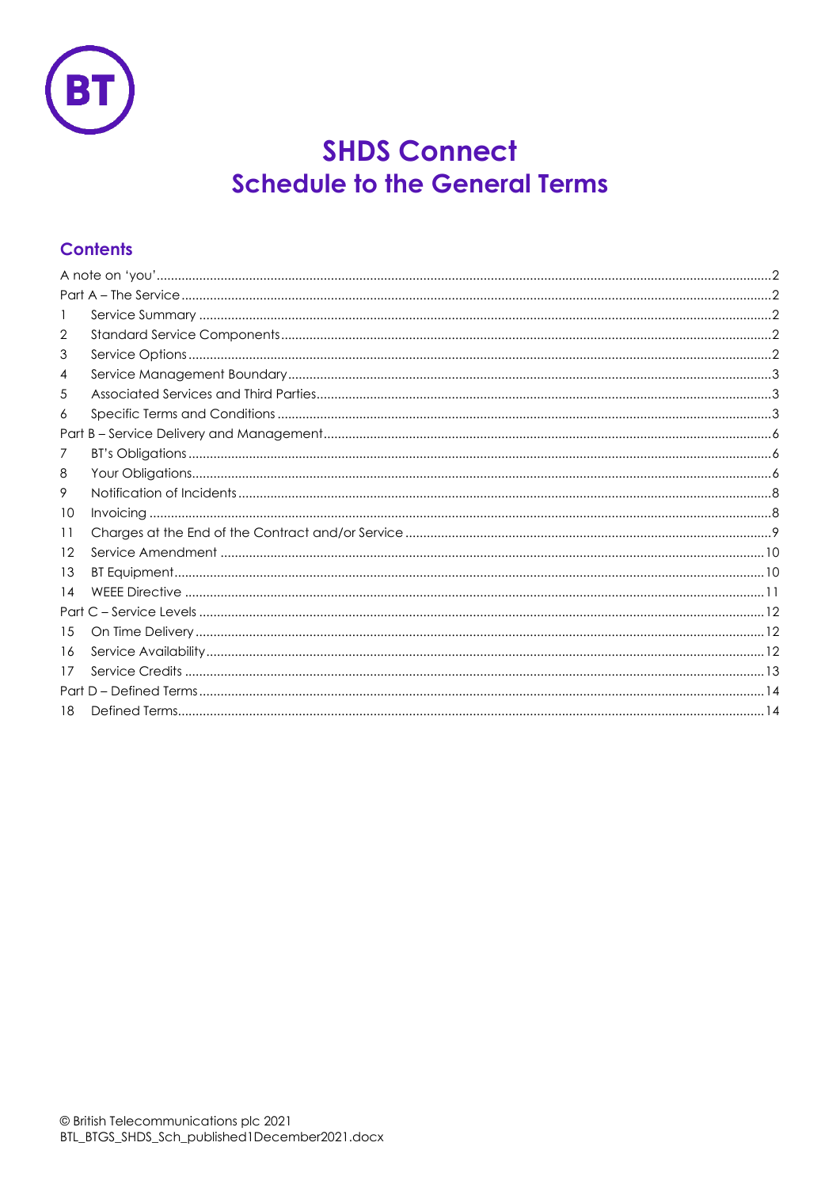# SHDS Connect
## Schedule to the General Terms

### Contents

| | | |
|---|---|---|
| A note on 'you' | | 2 |
| Part A – The Service | | 2 |
| 1 | Service Summary | 2 |
| 2 | Standard Service Components | 2 |
| 3 | Service Options | 2 |
| 4 | Service Management Boundary | 3 |
| 5 | Associated Services and Third Parties | 3 |
| 6 | Specific Terms and Conditions | 3 |
| Part B – Service Delivery and Management | | 6 |
| 7 | BT's Obligations | 6 |
| 8 | Your Obligations | 6 |
| 9 | Notification of Incidents | 8 |
| 10 | Invoicing | 8 |
| 11 | Charges at the End of the Contract and/or Service | 9 |
| 12 | Service Amendment | 10 |
| 13 | BT Equipment | 10 |
| 14 | WEEE Directive | 11 |
| Part C – Service Levels | | 12 |
| 15 | On Time Delivery | 12 |
| 16 | Service Availability | 12 |
| 17 | Service Credits | 13 |
| Part D – Defined Terms | | 14 |
| 18 | Defined Terms | 14 |

© British Telecommunications plc 2021
BTL_BTGS_SHDS_Sch_published1December2021.docx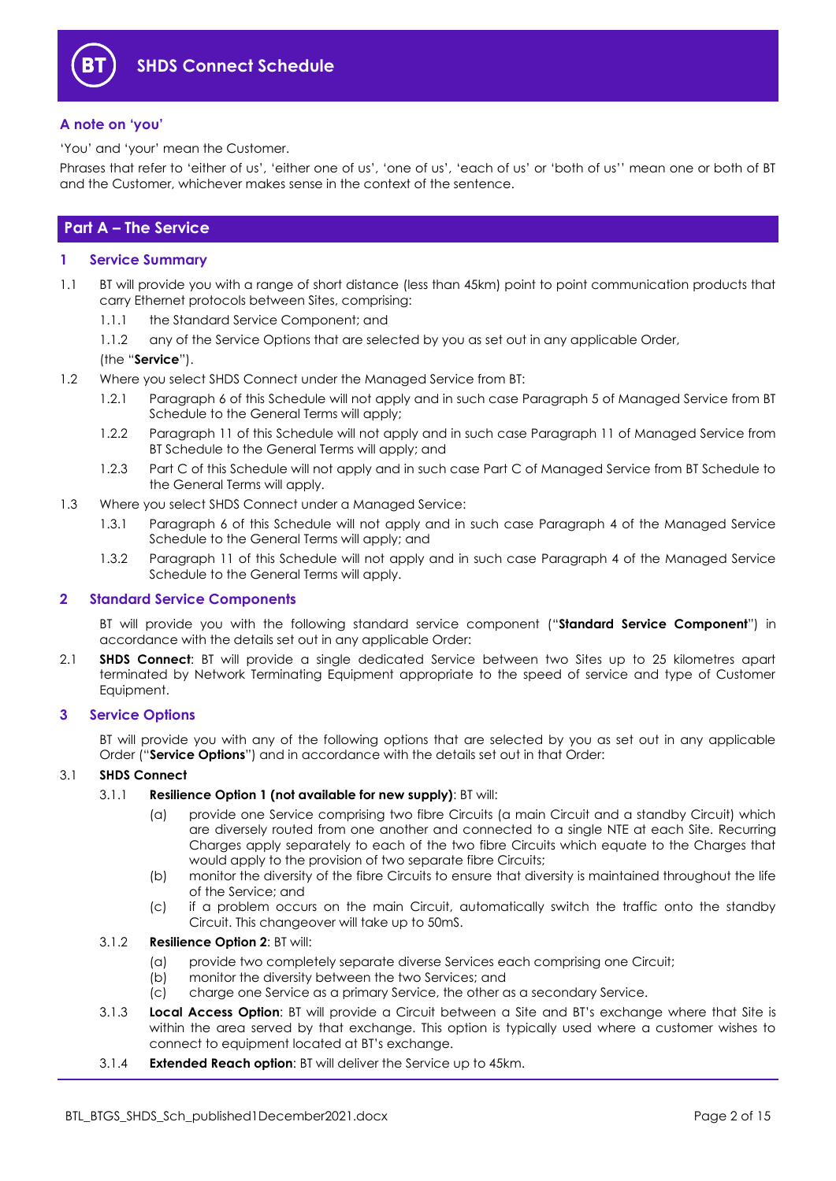# SHDS Connect Schedule

## A note on 'you'

'You' and 'your' mean the Customer.

Phrases that refer to 'either of us', 'either one of us', 'one of us', 'each of us' or 'both of us'' mean one or both of BT and the Customer, whichever makes sense in the context of the sentence.

## Part A – The Service

### 1 Service Summary

1.1 BT will provide you with a range of short distance (less than 45km) point to point communication products that carry Ethernet protocols between Sites, comprising:

1.1.1 the Standard Service Component; and

1.1.2 any of the Service Options that are selected by you as set out in any applicable Order,

(the "**Service**").

1.2 Where you select SHDS Connect under the Managed Service from BT:

1.2.1 Paragraph 6 of this Schedule will not apply and in such case Paragraph 5 of Managed Service from BT Schedule to the General Terms will apply;

1.2.2 Paragraph 11 of this Schedule will not apply and in such case Paragraph 11 of Managed Service from BT Schedule to the General Terms will apply; and

1.2.3 Part C of this Schedule will not apply and in such case Part C of Managed Service from BT Schedule to the General Terms will apply.

1.3 Where you select SHDS Connect under a Managed Service:

1.3.1 Paragraph 6 of this Schedule will not apply and in such case Paragraph 4 of the Managed Service Schedule to the General Terms will apply; and

1.3.2 Paragraph 11 of this Schedule will not apply and in such case Paragraph 4 of the Managed Service Schedule to the General Terms will apply.

### 2 Standard Service Components

BT will provide you with the following standard service component ("**Standard Service Component**") in accordance with the details set out in any applicable Order:

2.1 **SHDS Connect**: BT will provide a single dedicated Service between two Sites up to 25 kilometres apart terminated by Network Terminating Equipment appropriate to the speed of service and type of Customer Equipment.

### 3 Service Options

BT will provide you with any of the following options that are selected by you as set out in any applicable Order ("**Service Options**") and in accordance with the details set out in that Order:

3.1 **SHDS Connect**

3.1.1 **Resilience Option 1 (not available for new supply)**: BT will:

(a) provide one Service comprising two fibre Circuits (a main Circuit and a standby Circuit) which are diversely routed from one another and connected to a single NTE at each Site. Recurring Charges apply separately to each of the two fibre Circuits which equate to the Charges that would apply to the provision of two separate fibre Circuits;

(b) monitor the diversity of the fibre Circuits to ensure that diversity is maintained throughout the life of the Service; and

(c) if a problem occurs on the main Circuit, automatically switch the traffic onto the standby Circuit. This changeover will take up to 50mS.

3.1.2 **Resilience Option 2**: BT will:

(a) provide two completely separate diverse Services each comprising one Circuit;

(b) monitor the diversity between the two Services; and

(c) charge one Service as a primary Service, the other as a secondary Service.

3.1.3 **Local Access Option**: BT will provide a Circuit between a Site and BT's exchange where that Site is within the area served by that exchange. This option is typically used where a customer wishes to connect to equipment located at BT's exchange.

3.1.4 **Extended Reach option**: BT will deliver the Service up to 45km.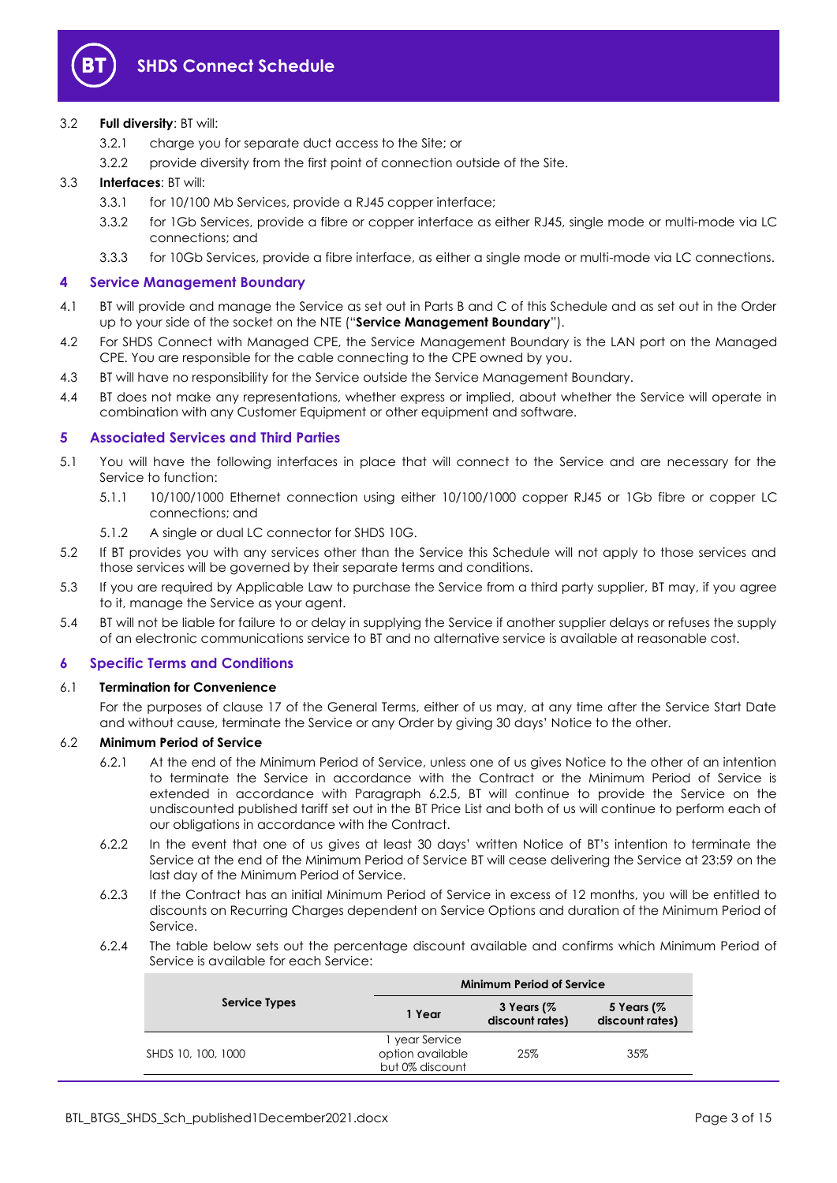3.2 **Full diversity**: BT will:

3.2.1 charge you for separate duct access to the Site; or

3.2.2 provide diversity from the first point of connection outside of the Site.

3.3 **Interfaces**: BT will:

3.3.1 for 10/100 Mb Services, provide a RJ45 copper interface;

3.3.2 for 1Gb Services, provide a fibre or copper interface as either RJ45, single mode or multi-mode via LC connections; and

3.3.3 for 10Gb Services, provide a fibre interface, as either a single mode or multi-mode via LC connections.

## 4 Service Management Boundary

4.1 BT will provide and manage the Service as set out in Parts B and C of this Schedule and as set out in the Order up to your side of the socket on the NTE ("**Service Management Boundary**").

4.2 For SHDS Connect with Managed CPE, the Service Management Boundary is the LAN port on the Managed CPE. You are responsible for the cable connecting to the CPE owned by you.

4.3 BT will have no responsibility for the Service outside the Service Management Boundary.

4.4 BT does not make any representations, whether express or implied, about whether the Service will operate in combination with any Customer Equipment or other equipment and software.

## 5 Associated Services and Third Parties

5.1 You will have the following interfaces in place that will connect to the Service and are necessary for the Service to function:

5.1.1 10/100/1000 Ethernet connection using either 10/100/1000 copper RJ45 or 1Gb fibre or copper LC connections; and

5.1.2 A single or dual LC connector for SHDS 10G.

5.2 If BT provides you with any services other than the Service this Schedule will not apply to those services and those services will be governed by their separate terms and conditions.

5.3 If you are required by Applicable Law to purchase the Service from a third party supplier, BT may, if you agree to it, manage the Service as your agent.

5.4 BT will not be liable for failure to or delay in supplying the Service if another supplier delays or refuses the supply of an electronic communications service to BT and no alternative service is available at reasonable cost.

## 6 Specific Terms and Conditions

6.1 **Termination for Convenience**

For the purposes of clause 17 of the General Terms, either of us may, at any time after the Service Start Date and without cause, terminate the Service or any Order by giving 30 days' Notice to the other.

6.2 **Minimum Period of Service**

6.2.1 At the end of the Minimum Period of Service, unless one of us gives Notice to the other of an intention to terminate the Service in accordance with the Contract or the Minimum Period of Service is extended in accordance with Paragraph 6.2.5, BT will continue to provide the Service on the undiscounted published tariff set out in the BT Price List and both of us will continue to perform each of our obligations in accordance with the Contract.

6.2.2 In the event that one of us gives at least 30 days' written Notice of BT's intention to terminate the Service at the end of the Minimum Period of Service BT will cease delivering the Service at 23:59 on the last day of the Minimum Period of Service.

6.2.3 If the Contract has an initial Minimum Period of Service in excess of 12 months, you will be entitled to discounts on Recurring Charges dependent on Service Options and duration of the Minimum Period of Service.

6.2.4 The table below sets out the percentage discount available and confirms which Minimum Period of Service is available for each Service:

| Service Types | Minimum Period of Service | | |
|---|---|---|---|
| | 1 Year | 3 Years (% discount rates) | 5 Years (% discount rates) |
| SHDS 10, 100, 1000 | 1 year Service option available but 0% discount | 25% | 35% |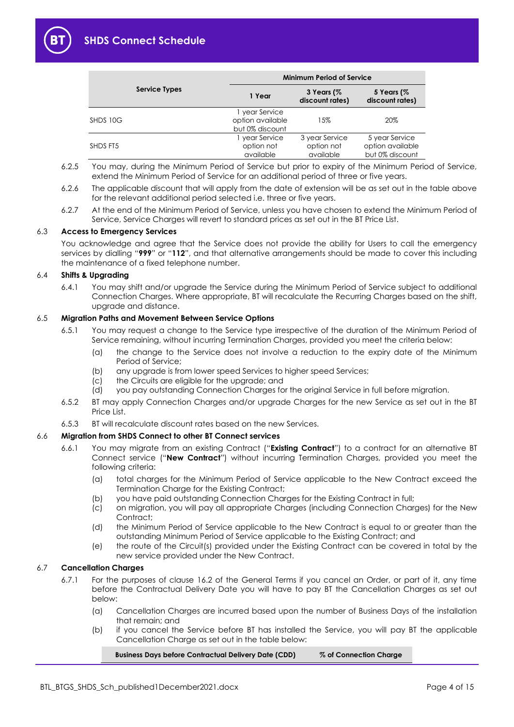| Service Types | Minimum Period of Service | | |
|---|---|---|---|
| | 1 Year | 3 Years (% discount rates) | 5 Years (% discount rates) |
| SHDS 10G | 1 year Service option available but 0% discount | 15% | 20% |
| SHDS FT5 | 1 year Service option not available | 3 year Service option not available | 5 year Service option available but 0% discount |

6.2.5 You may, during the Minimum Period of Service but prior to expiry of the Minimum Period of Service, extend the Minimum Period of Service for an additional period of three or five years.

6.2.6 The applicable discount that will apply from the date of extension will be as set out in the table above for the relevant additional period selected i.e. three or five years.

6.2.7 At the end of the Minimum Period of Service, unless you have chosen to extend the Minimum Period of Service, Service Charges will revert to standard prices as set out in the BT Price List.

### 6.3 Access to Emergency Services

You acknowledge and agree that the Service does not provide the ability for Users to call the emergency services by dialling "**999**" or "**112**", and that alternative arrangements should be made to cover this including the maintenance of a fixed telephone number.

### 6.4 Shifts & Upgrading

6.4.1 You may shift and/or upgrade the Service during the Minimum Period of Service subject to additional Connection Charges. Where appropriate, BT will recalculate the Recurring Charges based on the shift, upgrade and distance.

### 6.5 Migration Paths and Movement Between Service Options

6.5.1 You may request a change to the Service type irrespective of the duration of the Minimum Period of Service remaining, without incurring Termination Charges, provided you meet the criteria below:

(a) the change to the Service does not involve a reduction to the expiry date of the Minimum Period of Service;
(b) any upgrade is from lower speed Services to higher speed Services;
(c) the Circuits are eligible for the upgrade; and
(d) you pay outstanding Connection Charges for the original Service in full before migration.

6.5.2 BT may apply Connection Charges and/or upgrade Charges for the new Service as set out in the BT Price List.

6.5.3 BT will recalculate discount rates based on the new Services.

### 6.6 Migration from SHDS Connect to other BT Connect services

6.6.1 You may migrate from an existing Contract ("**Existing Contract**") to a contract for an alternative BT Connect service ("**New Contract**") without incurring Termination Charges, provided you meet the following criteria:

(a) total charges for the Minimum Period of Service applicable to the New Contract exceed the Termination Charge for the Existing Contract;
(b) you have paid outstanding Connection Charges for the Existing Contract in full;
(c) on migration, you will pay all appropriate Charges (including Connection Charges) for the New Contract;
(d) the Minimum Period of Service applicable to the New Contract is equal to or greater than the outstanding Minimum Period of Service applicable to the Existing Contract; and
(e) the route of the Circuit(s) provided under the Existing Contract can be covered in total by the new service provided under the New Contract.

### 6.7 Cancellation Charges

6.7.1 For the purposes of clause 16.2 of the General Terms if you cancel an Order, or part of it, any time before the Contractual Delivery Date you will have to pay BT the Cancellation Charges as set out below:

(a) Cancellation Charges are incurred based upon the number of Business Days of the installation that remain; and
(b) if you cancel the Service before BT has installed the Service, you will pay BT the applicable Cancellation Charge as set out in the table below:

| Business Days before Contractual Delivery Date (CDD) | % of Connection Charge |
|---|---|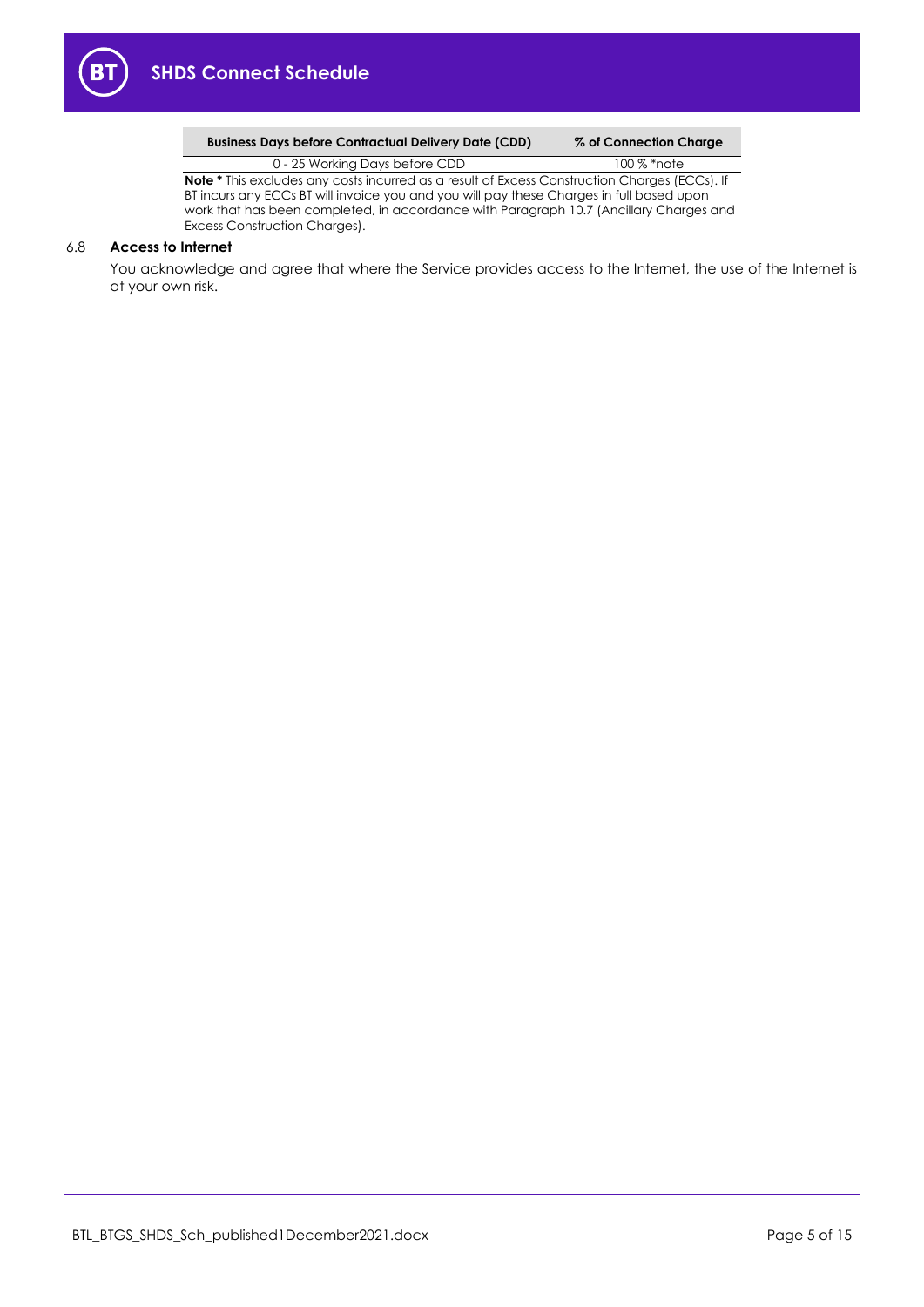| Business Days before Contractual Delivery Date (CDD) | % of Connection Charge |
|---|---|
| 0 - 25 Working Days before CDD | 100 % *note |

**Note *** This excludes any costs incurred as a result of Excess Construction Charges (ECCs). If BT incurs any ECCs BT will invoice you and you will pay these Charges in full based upon work that has been completed, in accordance with Paragraph 10.7 (Ancillary Charges and Excess Construction Charges).

### 6.8 Access to Internet

You acknowledge and agree that where the Service provides access to the Internet, the use of the Internet is at your own risk.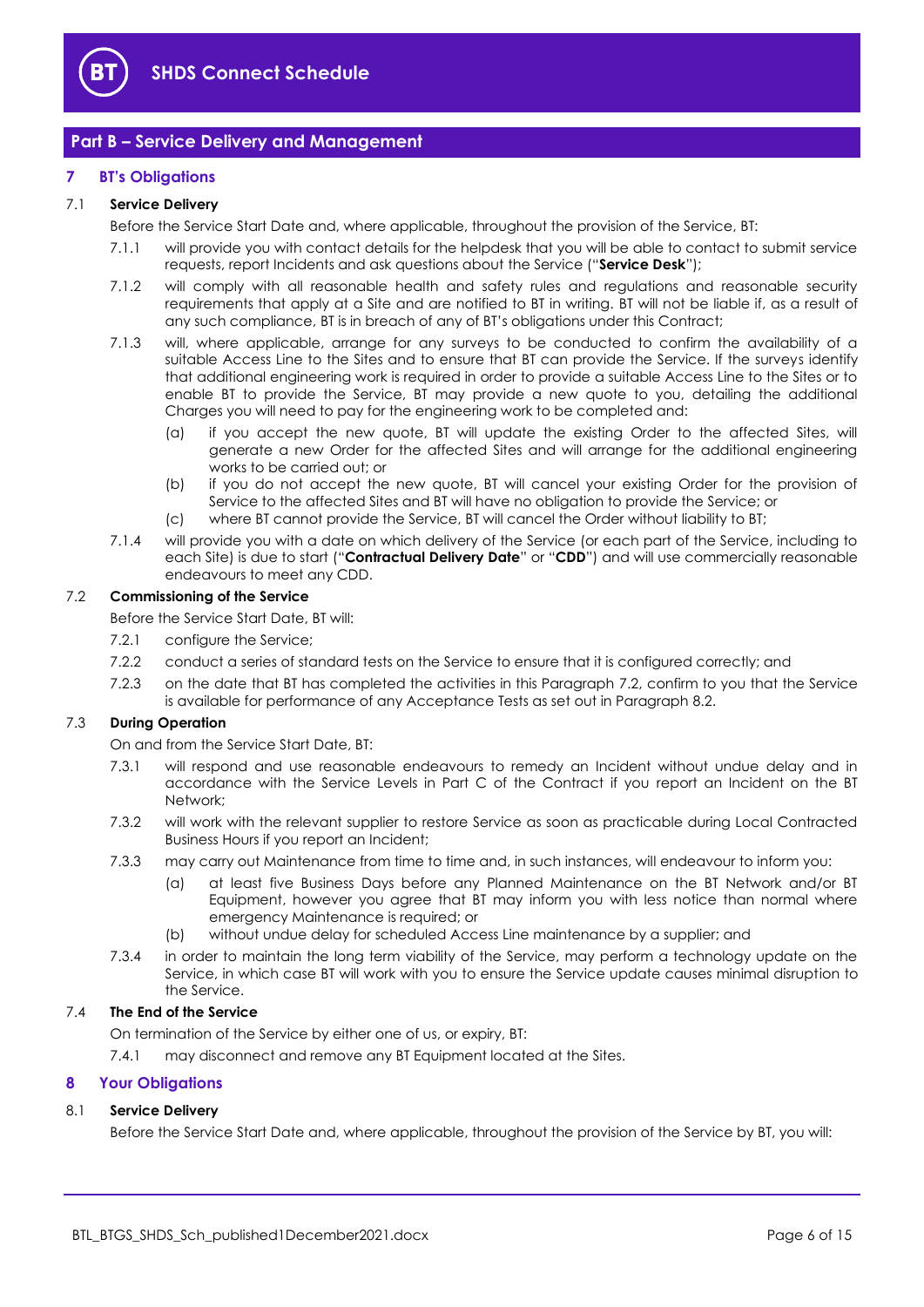## Part B – Service Delivery and Management

### 7 BT's Obligations

#### 7.1 Service Delivery

Before the Service Start Date and, where applicable, throughout the provision of the Service, BT:

7.1.1 will provide you with contact details for the helpdesk that you will be able to contact to submit service requests, report Incidents and ask questions about the Service ("**Service Desk**");

7.1.2 will comply with all reasonable health and safety rules and regulations and reasonable security requirements that apply at a Site and are notified to BT in writing. BT will not be liable if, as a result of any such compliance, BT is in breach of any of BT's obligations under this Contract;

7.1.3 will, where applicable, arrange for any surveys to be conducted to confirm the availability of a suitable Access Line to the Sites and to ensure that BT can provide the Service. If the surveys identify that additional engineering work is required in order to provide a suitable Access Line to the Sites or to enable BT to provide the Service, BT may provide a new quote to you, detailing the additional Charges you will need to pay for the engineering work to be completed and:

(a) if you accept the new quote, BT will update the existing Order to the affected Sites, will generate a new Order for the affected Sites and will arrange for the additional engineering works to be carried out; or

(b) if you do not accept the new quote, BT will cancel your existing Order for the provision of Service to the affected Sites and BT will have no obligation to provide the Service; or

(c) where BT cannot provide the Service, BT will cancel the Order without liability to BT;

7.1.4 will provide you with a date on which delivery of the Service (or each part of the Service, including to each Site) is due to start ("**Contractual Delivery Date**" or "**CDD**") and will use commercially reasonable endeavours to meet any CDD.

#### 7.2 Commissioning of the Service

Before the Service Start Date, BT will:

7.2.1 configure the Service;

7.2.2 conduct a series of standard tests on the Service to ensure that it is configured correctly; and

7.2.3 on the date that BT has completed the activities in this Paragraph 7.2, confirm to you that the Service is available for performance of any Acceptance Tests as set out in Paragraph 8.2.

#### 7.3 During Operation

On and from the Service Start Date, BT:

7.3.1 will respond and use reasonable endeavours to remedy an Incident without undue delay and in accordance with the Service Levels in Part C of the Contract if you report an Incident on the BT Network;

7.3.2 will work with the relevant supplier to restore Service as soon as practicable during Local Contracted Business Hours if you report an Incident;

7.3.3 may carry out Maintenance from time to time and, in such instances, will endeavour to inform you:

(a) at least five Business Days before any Planned Maintenance on the BT Network and/or BT Equipment, however you agree that BT may inform you with less notice than normal where emergency Maintenance is required; or

(b) without undue delay for scheduled Access Line maintenance by a supplier; and

7.3.4 in order to maintain the long term viability of the Service, may perform a technology update on the Service, in which case BT will work with you to ensure the Service update causes minimal disruption to the Service.

#### 7.4 The End of the Service

On termination of the Service by either one of us, or expiry, BT:

7.4.1 may disconnect and remove any BT Equipment located at the Sites.

### 8 Your Obligations

#### 8.1 Service Delivery

Before the Service Start Date and, where applicable, throughout the provision of the Service by BT, you will: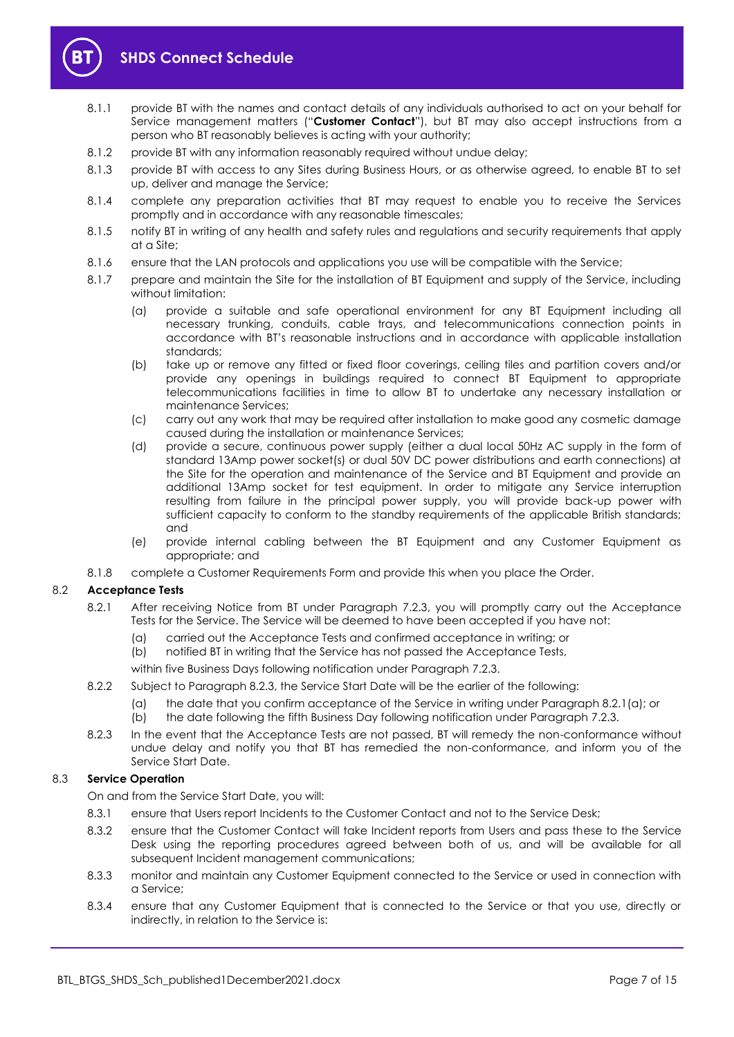8.1.1 provide BT with the names and contact details of any individuals authorised to act on your behalf for Service management matters ("**Customer Contact**"), but BT may also accept instructions from a person who BT reasonably believes is acting with your authority;

8.1.2 provide BT with any information reasonably required without undue delay;

8.1.3 provide BT with access to any Sites during Business Hours, or as otherwise agreed, to enable BT to set up, deliver and manage the Service;

8.1.4 complete any preparation activities that BT may request to enable you to receive the Services promptly and in accordance with any reasonable timescales;

8.1.5 notify BT in writing of any health and safety rules and regulations and security requirements that apply at a Site;

8.1.6 ensure that the LAN protocols and applications you use will be compatible with the Service;

8.1.7 prepare and maintain the Site for the installation of BT Equipment and supply of the Service, including without limitation:

(a) provide a suitable and safe operational environment for any BT Equipment including all necessary trunking, conduits, cable trays, and telecommunications connection points in accordance with BT's reasonable instructions and in accordance with applicable installation standards;

(b) take up or remove any fitted or fixed floor coverings, ceiling tiles and partition covers and/or provide any openings in buildings required to connect BT Equipment to appropriate telecommunications facilities in time to allow BT to undertake any necessary installation or maintenance Services;

(c) carry out any work that may be required after installation to make good any cosmetic damage caused during the installation or maintenance Services;

(d) provide a secure, continuous power supply (either a dual local 50Hz AC supply in the form of standard 13Amp power socket(s) or dual 50V DC power distributions and earth connections) at the Site for the operation and maintenance of the Service and BT Equipment and provide an additional 13Amp socket for test equipment. In order to mitigate any Service interruption resulting from failure in the principal power supply, you will provide back-up power with sufficient capacity to conform to the standby requirements of the applicable British standards; and

(e) provide internal cabling between the BT Equipment and any Customer Equipment as appropriate; and

8.1.8 complete a Customer Requirements Form and provide this when you place the Order.

## 8.2 Acceptance Tests

8.2.1 After receiving Notice from BT under Paragraph 7.2.3, you will promptly carry out the Acceptance Tests for the Service. The Service will be deemed to have been accepted if you have not:

(a) carried out the Acceptance Tests and confirmed acceptance in writing; or

(b) notified BT in writing that the Service has not passed the Acceptance Tests,

within five Business Days following notification under Paragraph 7.2.3.

8.2.2 Subject to Paragraph 8.2.3, the Service Start Date will be the earlier of the following:

(a) the date that you confirm acceptance of the Service in writing under Paragraph 8.2.1(a); or

(b) the date following the fifth Business Day following notification under Paragraph 7.2.3.

8.2.3 In the event that the Acceptance Tests are not passed, BT will remedy the non-conformance without undue delay and notify you that BT has remedied the non-conformance, and inform you of the Service Start Date.

## 8.3 Service Operation

On and from the Service Start Date, you will:

8.3.1 ensure that Users report Incidents to the Customer Contact and not to the Service Desk;

8.3.2 ensure that the Customer Contact will take Incident reports from Users and pass these to the Service Desk using the reporting procedures agreed between both of us, and will be available for all subsequent Incident management communications;

8.3.3 monitor and maintain any Customer Equipment connected to the Service or used in connection with a Service;

8.3.4 ensure that any Customer Equipment that is connected to the Service or that you use, directly or indirectly, in relation to the Service is: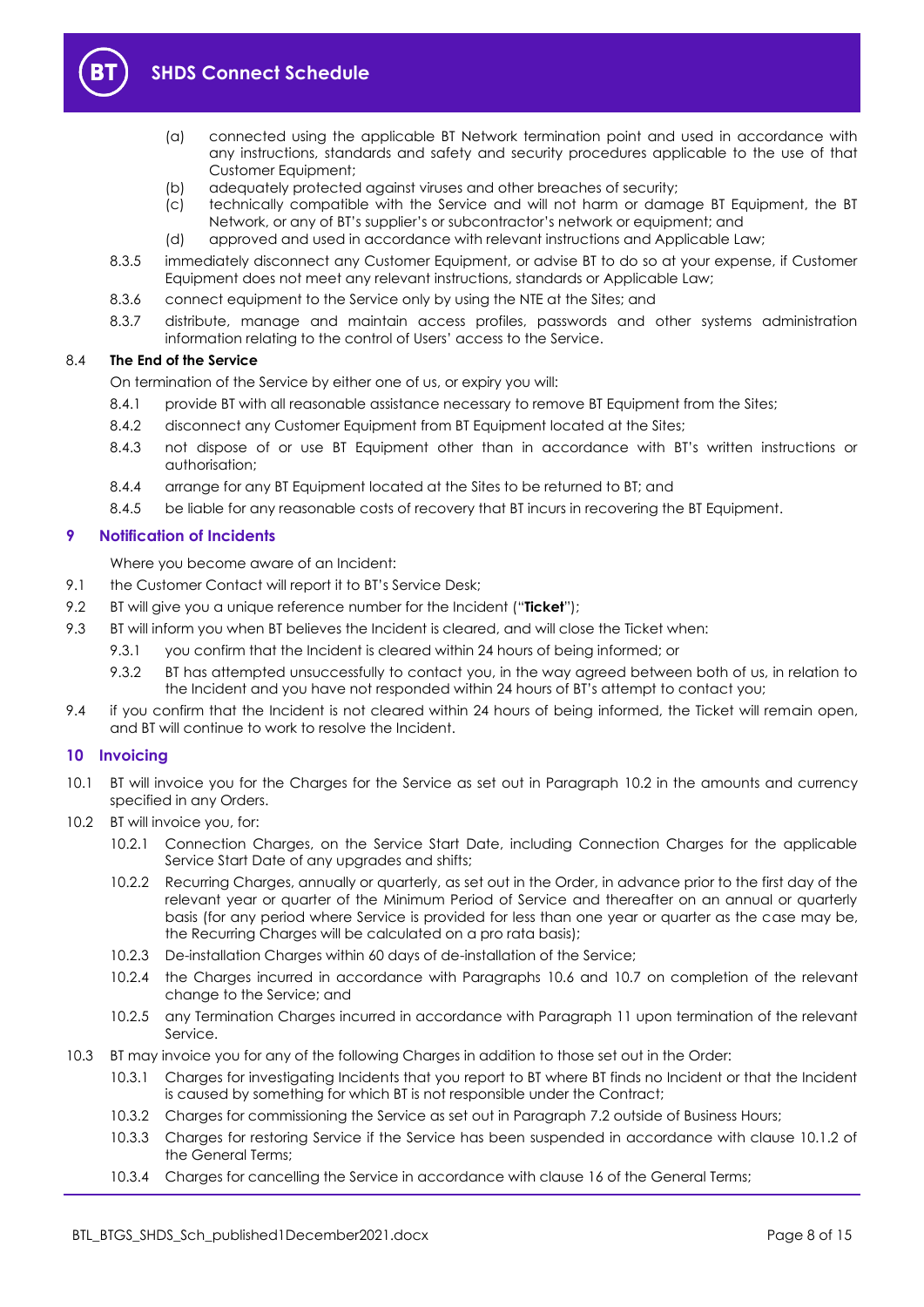(a) connected using the applicable BT Network termination point and used in accordance with any instructions, standards and safety and security procedures applicable to the use of that Customer Equipment;

(b) adequately protected against viruses and other breaches of security;

(c) technically compatible with the Service and will not harm or damage BT Equipment, the BT Network, or any of BT's supplier's or subcontractor's network or equipment; and

(d) approved and used in accordance with relevant instructions and Applicable Law;

8.3.5 immediately disconnect any Customer Equipment, or advise BT to do so at your expense, if Customer Equipment does not meet any relevant instructions, standards or Applicable Law;

8.3.6 connect equipment to the Service only by using the NTE at the Sites; and

8.3.7 distribute, manage and maintain access profiles, passwords and other systems administration information relating to the control of Users' access to the Service.

### 8.4 The End of the Service

On termination of the Service by either one of us, or expiry you will:

8.4.1 provide BT with all reasonable assistance necessary to remove BT Equipment from the Sites;

8.4.2 disconnect any Customer Equipment from BT Equipment located at the Sites;

8.4.3 not dispose of or use BT Equipment other than in accordance with BT's written instructions or authorisation;

8.4.4 arrange for any BT Equipment located at the Sites to be returned to BT; and

8.4.5 be liable for any reasonable costs of recovery that BT incurs in recovering the BT Equipment.

## 9 Notification of Incidents

Where you become aware of an Incident:

9.1 the Customer Contact will report it to BT's Service Desk;

9.2 BT will give you a unique reference number for the Incident ("**Ticket**");

9.3 BT will inform you when BT believes the Incident is cleared, and will close the Ticket when:

9.3.1 you confirm that the Incident is cleared within 24 hours of being informed; or

9.3.2 BT has attempted unsuccessfully to contact you, in the way agreed between both of us, in relation to the Incident and you have not responded within 24 hours of BT's attempt to contact you;

9.4 if you confirm that the Incident is not cleared within 24 hours of being informed, the Ticket will remain open, and BT will continue to work to resolve the Incident.

## 10 Invoicing

10.1 BT will invoice you for the Charges for the Service as set out in Paragraph 10.2 in the amounts and currency specified in any Orders.

10.2 BT will invoice you, for:

10.2.1 Connection Charges, on the Service Start Date, including Connection Charges for the applicable Service Start Date of any upgrades and shifts;

10.2.2 Recurring Charges, annually or quarterly, as set out in the Order, in advance prior to the first day of the relevant year or quarter of the Minimum Period of Service and thereafter on an annual or quarterly basis (for any period where Service is provided for less than one year or quarter as the case may be, the Recurring Charges will be calculated on a pro rata basis);

10.2.3 De-installation Charges within 60 days of de-installation of the Service;

10.2.4 the Charges incurred in accordance with Paragraphs 10.6 and 10.7 on completion of the relevant change to the Service; and

10.2.5 any Termination Charges incurred in accordance with Paragraph 11 upon termination of the relevant Service.

10.3 BT may invoice you for any of the following Charges in addition to those set out in the Order:

10.3.1 Charges for investigating Incidents that you report to BT where BT finds no Incident or that the Incident is caused by something for which BT is not responsible under the Contract;

10.3.2 Charges for commissioning the Service as set out in Paragraph 7.2 outside of Business Hours;

10.3.3 Charges for restoring Service if the Service has been suspended in accordance with clause 10.1.2 of the General Terms;

10.3.4 Charges for cancelling the Service in accordance with clause 16 of the General Terms;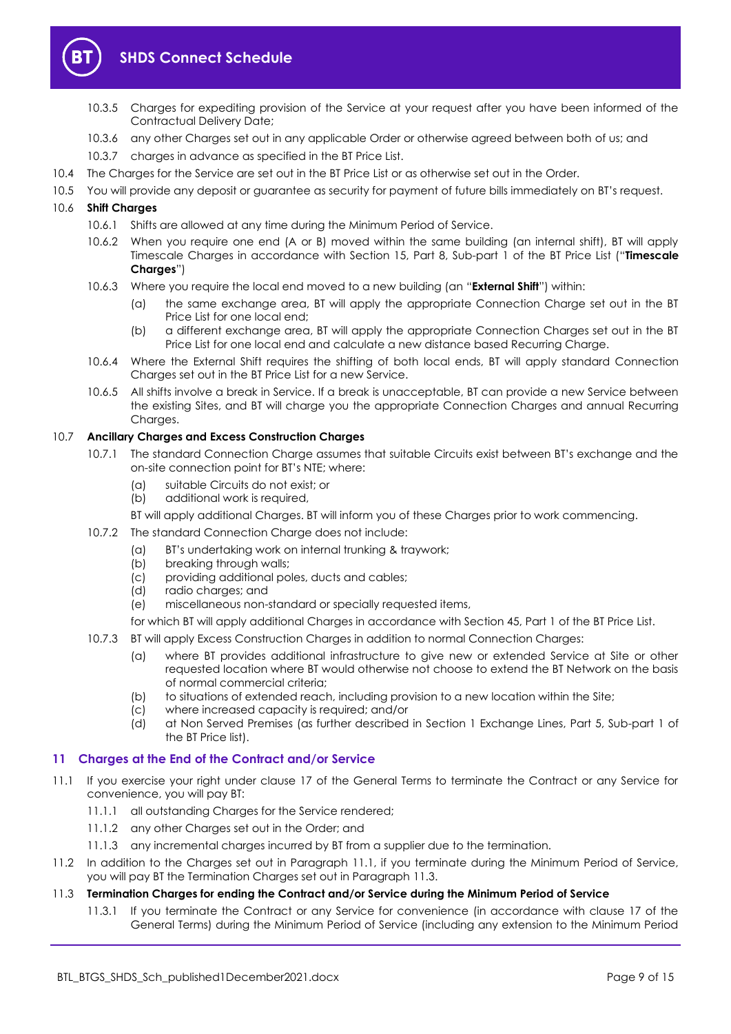10.3.5 Charges for expediting provision of the Service at your request after you have been informed of the Contractual Delivery Date;

10.3.6 any other Charges set out in any applicable Order or otherwise agreed between both of us; and

10.3.7 charges in advance as specified in the BT Price List.

10.4 The Charges for the Service are set out in the BT Price List or as otherwise set out in the Order.

10.5 You will provide any deposit or guarantee as security for payment of future bills immediately on BT's request.

10.6 **Shift Charges**

10.6.1 Shifts are allowed at any time during the Minimum Period of Service.

10.6.2 When you require one end (A or B) moved within the same building (an internal shift), BT will apply Timescale Charges in accordance with Section 15, Part 8, Sub-part 1 of the BT Price List ("**Timescale Charges**")

10.6.3 Where you require the local end moved to a new building (an "**External Shift**") within:

(a) the same exchange area, BT will apply the appropriate Connection Charge set out in the BT Price List for one local end;

(b) a different exchange area, BT will apply the appropriate Connection Charges set out in the BT Price List for one local end and calculate a new distance based Recurring Charge.

10.6.4 Where the External Shift requires the shifting of both local ends, BT will apply standard Connection Charges set out in the BT Price List for a new Service.

10.6.5 All shifts involve a break in Service. If a break is unacceptable, BT can provide a new Service between the existing Sites, and BT will charge you the appropriate Connection Charges and annual Recurring Charges.

10.7 **Ancillary Charges and Excess Construction Charges**

10.7.1 The standard Connection Charge assumes that suitable Circuits exist between BT's exchange and the on-site connection point for BT's NTE; where:

(a) suitable Circuits do not exist; or
(b) additional work is required,

BT will apply additional Charges. BT will inform you of these Charges prior to work commencing.

10.7.2 The standard Connection Charge does not include:

(a) BT's undertaking work on internal trunking & traywork;
(b) breaking through walls;
(c) providing additional poles, ducts and cables;
(d) radio charges; and
(e) miscellaneous non-standard or specially requested items,

for which BT will apply additional Charges in accordance with Section 45, Part 1 of the BT Price List.

10.7.3 BT will apply Excess Construction Charges in addition to normal Connection Charges:

(a) where BT provides additional infrastructure to give new or extended Service at Site or other requested location where BT would otherwise not choose to extend the BT Network on the basis of normal commercial criteria;
(b) to situations of extended reach, including provision to a new location within the Site;
(c) where increased capacity is required; and/or
(d) at Non Served Premises (as further described in Section 1 Exchange Lines, Part 5, Sub-part 1 of the BT Price list).

## 11 Charges at the End of the Contract and/or Service

11.1 If you exercise your right under clause 17 of the General Terms to terminate the Contract or any Service for convenience, you will pay BT:

11.1.1 all outstanding Charges for the Service rendered;

11.1.2 any other Charges set out in the Order; and

11.1.3 any incremental charges incurred by BT from a supplier due to the termination.

11.2 In addition to the Charges set out in Paragraph 11.1, if you terminate during the Minimum Period of Service, you will pay BT the Termination Charges set out in Paragraph 11.3.

11.3 **Termination Charges for ending the Contract and/or Service during the Minimum Period of Service**

11.3.1 If you terminate the Contract or any Service for convenience (in accordance with clause 17 of the General Terms) during the Minimum Period of Service (including any extension to the Minimum Period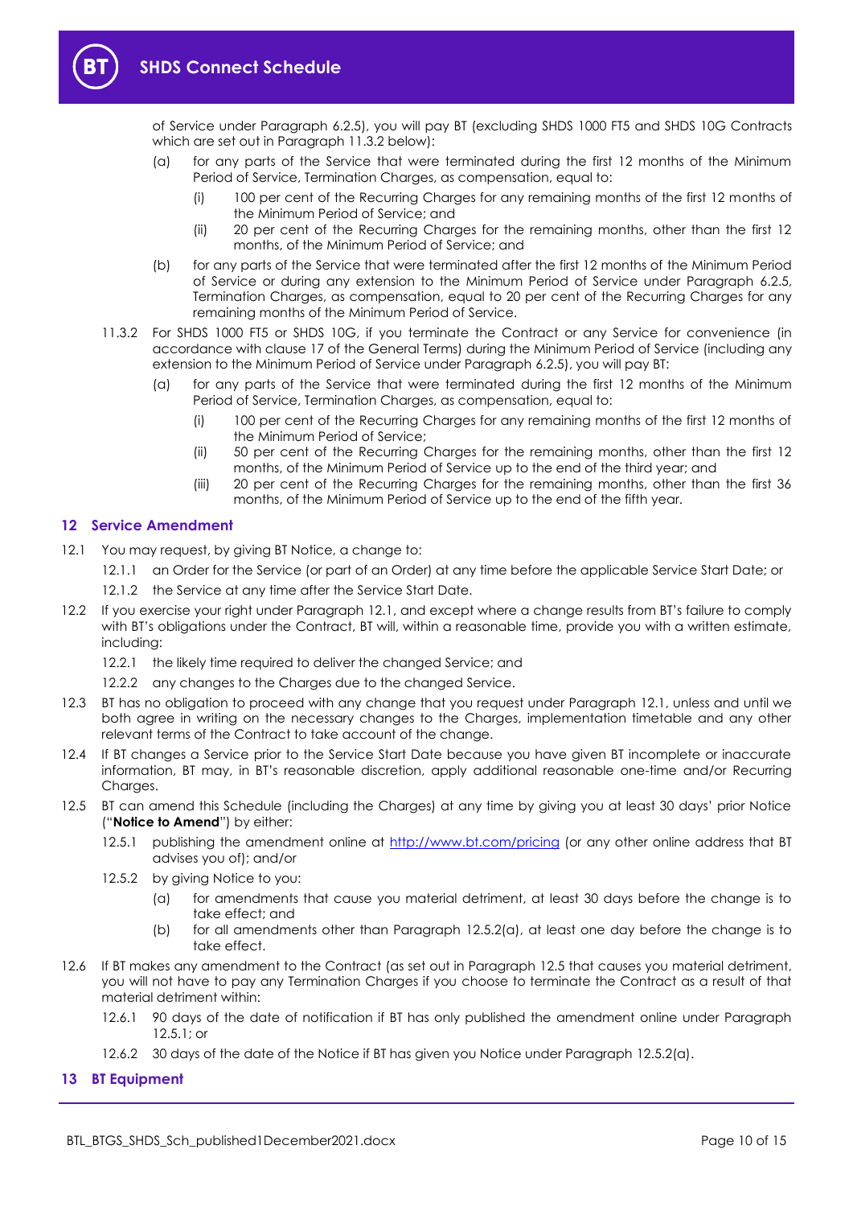of Service under Paragraph 6.2.5), you will pay BT (excluding SHDS 1000 FT5 and SHDS 10G Contracts which are set out in Paragraph 11.3.2 below):

(a) for any parts of the Service that were terminated during the first 12 months of the Minimum Period of Service, Termination Charges, as compensation, equal to:

(i) 100 per cent of the Recurring Charges for any remaining months of the first 12 months of the Minimum Period of Service; and

(ii) 20 per cent of the Recurring Charges for the remaining months, other than the first 12 months, of the Minimum Period of Service; and

(b) for any parts of the Service that were terminated after the first 12 months of the Minimum Period of Service or during any extension to the Minimum Period of Service under Paragraph 6.2.5, Termination Charges, as compensation, equal to 20 per cent of the Recurring Charges for any remaining months of the Minimum Period of Service.

11.3.2 For SHDS 1000 FT5 or SHDS 10G, if you terminate the Contract or any Service for convenience (in accordance with clause 17 of the General Terms) during the Minimum Period of Service (including any extension to the Minimum Period of Service under Paragraph 6.2.5), you will pay BT:

(a) for any parts of the Service that were terminated during the first 12 months of the Minimum Period of Service, Termination Charges, as compensation, equal to:

(i) 100 per cent of the Recurring Charges for any remaining months of the first 12 months of the Minimum Period of Service;

(ii) 50 per cent of the Recurring Charges for the remaining months, other than the first 12 months, of the Minimum Period of Service up to the end of the third year; and

(iii) 20 per cent of the Recurring Charges for the remaining months, other than the first 36 months, of the Minimum Period of Service up to the end of the fifth year.

## 12 Service Amendment

12.1 You may request, by giving BT Notice, a change to:

12.1.1 an Order for the Service (or part of an Order) at any time before the applicable Service Start Date; or

12.1.2 the Service at any time after the Service Start Date.

12.2 If you exercise your right under Paragraph 12.1, and except where a change results from BT's failure to comply with BT's obligations under the Contract, BT will, within a reasonable time, provide you with a written estimate, including:

12.2.1 the likely time required to deliver the changed Service; and

12.2.2 any changes to the Charges due to the changed Service.

12.3 BT has no obligation to proceed with any change that you request under Paragraph 12.1, unless and until we both agree in writing on the necessary changes to the Charges, implementation timetable and any other relevant terms of the Contract to take account of the change.

12.4 If BT changes a Service prior to the Service Start Date because you have given BT incomplete or inaccurate information, BT may, in BT's reasonable discretion, apply additional reasonable one-time and/or Recurring Charges.

12.5 BT can amend this Schedule (including the Charges) at any time by giving you at least 30 days' prior Notice ("**Notice to Amend**") by either:

12.5.1 publishing the amendment online at http://www.bt.com/pricing (or any other online address that BT advises you of); and/or

12.5.2 by giving Notice to you:

(a) for amendments that cause you material detriment, at least 30 days before the change is to take effect; and

(b) for all amendments other than Paragraph 12.5.2(a), at least one day before the change is to take effect.

12.6 If BT makes any amendment to the Contract (as set out in Paragraph 12.5 that causes you material detriment, you will not have to pay any Termination Charges if you choose to terminate the Contract as a result of that material detriment within:

12.6.1 90 days of the date of notification if BT has only published the amendment online under Paragraph 12.5.1; or

12.6.2 30 days of the date of the Notice if BT has given you Notice under Paragraph 12.5.2(a).

## 13 BT Equipment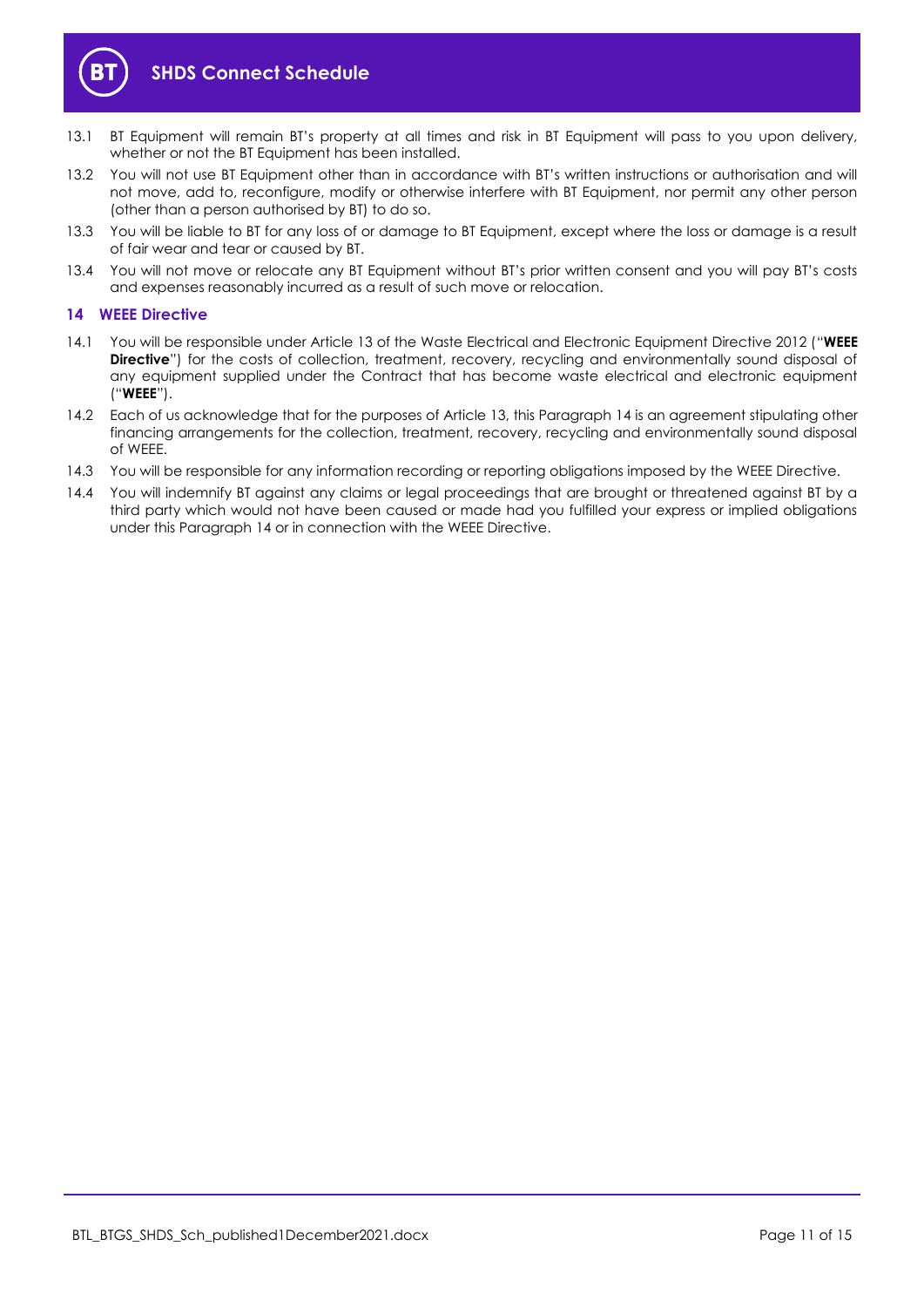13.1 BT Equipment will remain BT's property at all times and risk in BT Equipment will pass to you upon delivery, whether or not the BT Equipment has been installed.

13.2 You will not use BT Equipment other than in accordance with BT's written instructions or authorisation and will not move, add to, reconfigure, modify or otherwise interfere with BT Equipment, nor permit any other person (other than a person authorised by BT) to do so.

13.3 You will be liable to BT for any loss of or damage to BT Equipment, except where the loss or damage is a result of fair wear and tear or caused by BT.

13.4 You will not move or relocate any BT Equipment without BT's prior written consent and you will pay BT's costs and expenses reasonably incurred as a result of such move or relocation.

## 14 WEEE Directive

14.1 You will be responsible under Article 13 of the Waste Electrical and Electronic Equipment Directive 2012 ("**WEEE Directive**") for the costs of collection, treatment, recovery, recycling and environmentally sound disposal of any equipment supplied under the Contract that has become waste electrical and electronic equipment ("**WEEE**").

14.2 Each of us acknowledge that for the purposes of Article 13, this Paragraph 14 is an agreement stipulating other financing arrangements for the collection, treatment, recovery, recycling and environmentally sound disposal of WEEE.

14.3 You will be responsible for any information recording or reporting obligations imposed by the WEEE Directive.

14.4 You will indemnify BT against any claims or legal proceedings that are brought or threatened against BT by a third party which would not have been caused or made had you fulfilled your express or implied obligations under this Paragraph 14 or in connection with the WEEE Directive.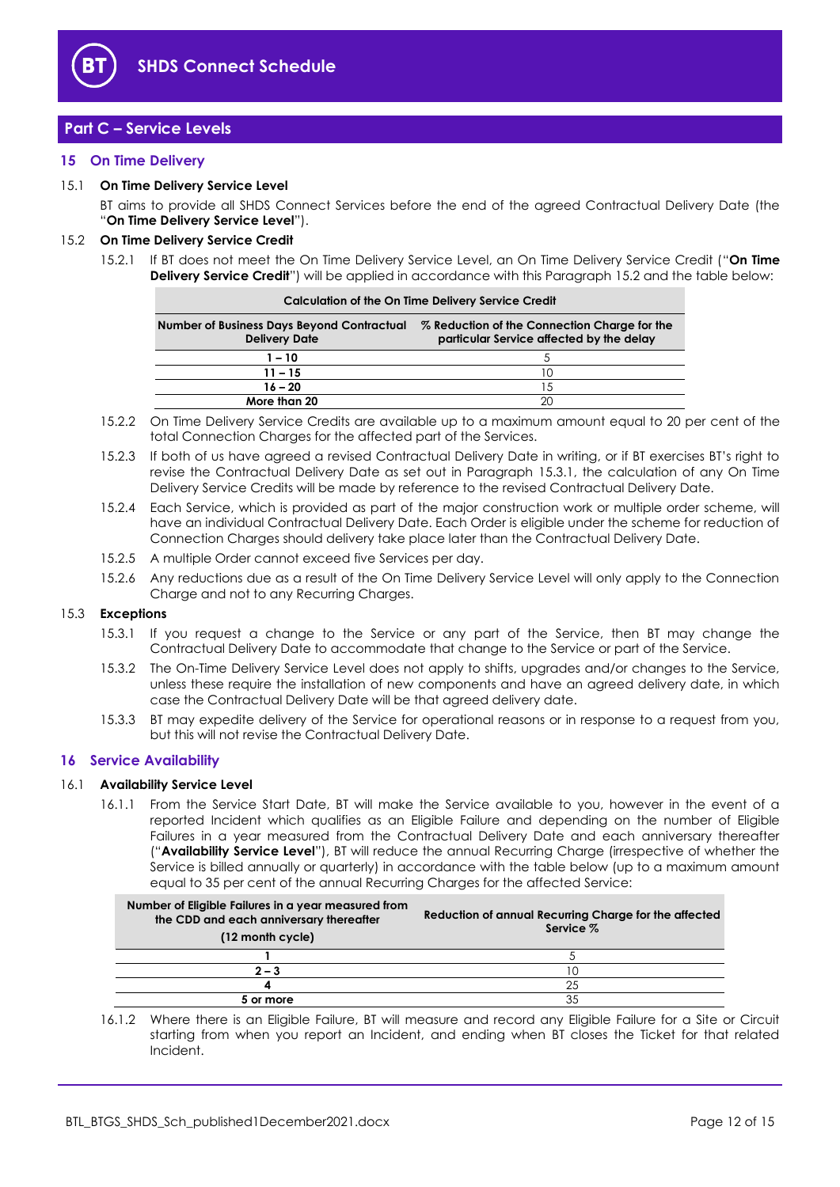## Part C – Service Levels

### 15 On Time Delivery

15.1 **On Time Delivery Service Level**

BT aims to provide all SHDS Connect Services before the end of the agreed Contractual Delivery Date (the "**On Time Delivery Service Level**").

15.2 **On Time Delivery Service Credit**

15.2.1 If BT does not meet the On Time Delivery Service Level, an On Time Delivery Service Credit ("**On Time Delivery Service Credit**") will be applied in accordance with this Paragraph 15.2 and the table below:

| Calculation of the On Time Delivery Service Credit | |
|---|---|
| **Number of Business Days Beyond Contractual Delivery Date** | **% Reduction of the Connection Charge for the particular Service affected by the delay** |
| **1 – 10** | 5 |
| **11 – 15** | 10 |
| **16 – 20** | 15 |
| **More than 20** | 20 |

15.2.2 On Time Delivery Service Credits are available up to a maximum amount equal to 20 per cent of the total Connection Charges for the affected part of the Services.

15.2.3 If both of us have agreed a revised Contractual Delivery Date in writing, or if BT exercises BT's right to revise the Contractual Delivery Date as set out in Paragraph 15.3.1, the calculation of any On Time Delivery Service Credits will be made by reference to the revised Contractual Delivery Date.

15.2.4 Each Service, which is provided as part of the major construction work or multiple order scheme, will have an individual Contractual Delivery Date. Each Order is eligible under the scheme for reduction of Connection Charges should delivery take place later than the Contractual Delivery Date.

15.2.5 A multiple Order cannot exceed five Services per day.

15.2.6 Any reductions due as a result of the On Time Delivery Service Level will only apply to the Connection Charge and not to any Recurring Charges.

15.3 **Exceptions**

15.3.1 If you request a change to the Service or any part of the Service, then BT may change the Contractual Delivery Date to accommodate that change to the Service or part of the Service.

15.3.2 The On-Time Delivery Service Level does not apply to shifts, upgrades and/or changes to the Service, unless these require the installation of new components and have an agreed delivery date, in which case the Contractual Delivery Date will be that agreed delivery date.

15.3.3 BT may expedite delivery of the Service for operational reasons or in response to a request from you, but this will not revise the Contractual Delivery Date.

### 16 Service Availability

16.1 **Availability Service Level**

16.1.1 From the Service Start Date, BT will make the Service available to you, however in the event of a reported Incident which qualifies as an Eligible Failure and depending on the number of Eligible Failures in a year measured from the Contractual Delivery Date and each anniversary thereafter ("**Availability Service Level**"), BT will reduce the annual Recurring Charge (irrespective of whether the Service is billed annually or quarterly) in accordance with the table below (up to a maximum amount equal to 35 per cent of the annual Recurring Charges for the affected Service:

| Number of Eligible Failures in a year measured from the CDD and each anniversary thereafter (12 month cycle) | Reduction of annual Recurring Charge for the affected Service % |
|---|---|
| **1** | 5 |
| **2 – 3** | 10 |
| **4** | 25 |
| **5 or more** | 35 |

16.1.2 Where there is an Eligible Failure, BT will measure and record any Eligible Failure for a Site or Circuit starting from when you report an Incident, and ending when BT closes the Ticket for that related Incident.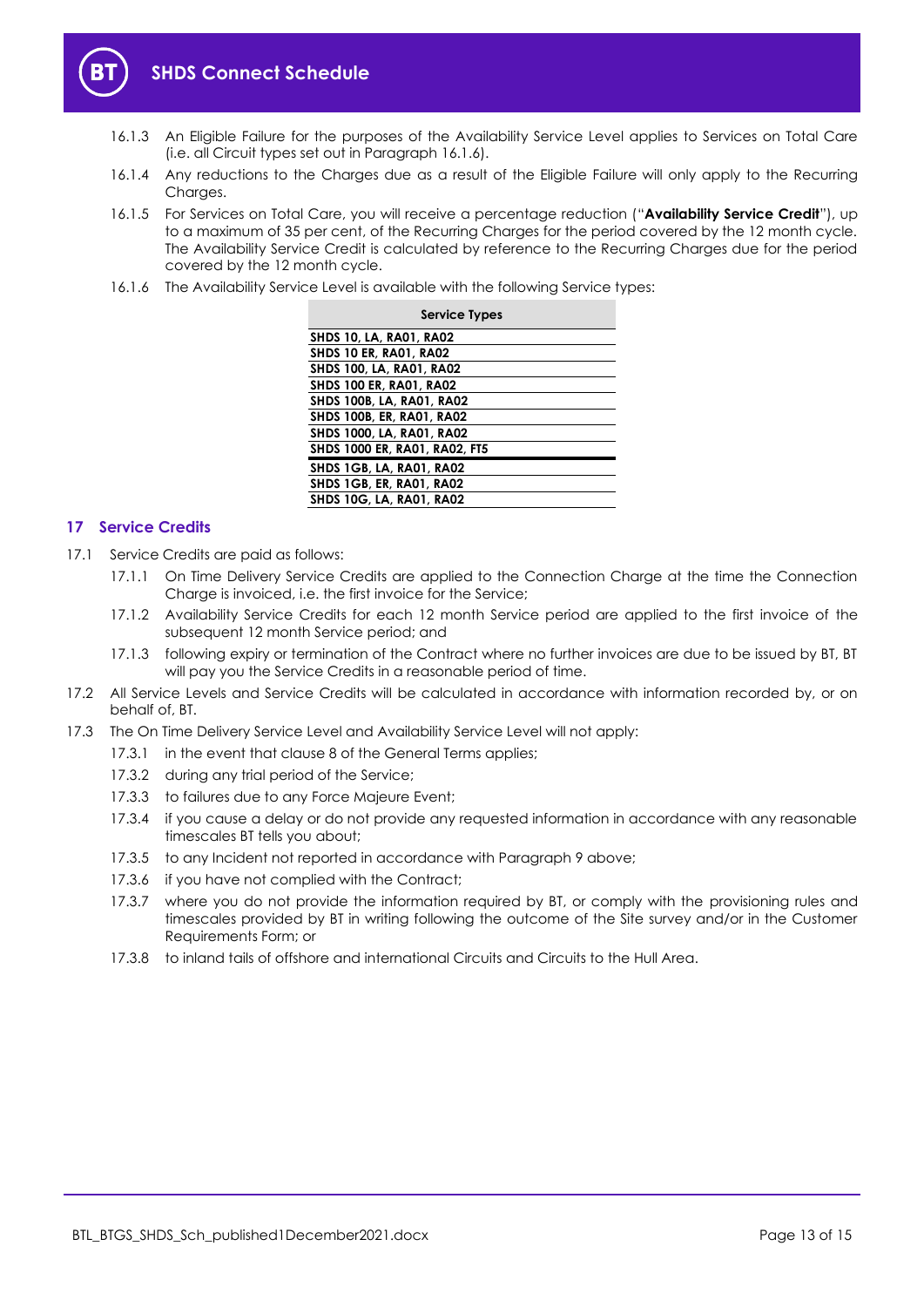16.1.3 An Eligible Failure for the purposes of the Availability Service Level applies to Services on Total Care (i.e. all Circuit types set out in Paragraph 16.1.6).

16.1.4 Any reductions to the Charges due as a result of the Eligible Failure will only apply to the Recurring Charges.

16.1.5 For Services on Total Care, you will receive a percentage reduction ("**Availability Service Credit**"), up to a maximum of 35 per cent, of the Recurring Charges for the period covered by the 12 month cycle. The Availability Service Credit is calculated by reference to the Recurring Charges due for the period covered by the 12 month cycle.

16.1.6 The Availability Service Level is available with the following Service types:

| Service Types |
|---|
| SHDS 10, LA, RA01, RA02 |
| SHDS 10 ER, RA01, RA02 |
| SHDS 100, LA, RA01, RA02 |
| SHDS 100 ER, RA01, RA02 |
| SHDS 100B, LA, RA01, RA02 |
| SHDS 100B, ER, RA01, RA02 |
| SHDS 1000, LA, RA01, RA02 |
| SHDS 1000 ER, RA01, RA02, FT5 |
| SHDS 1GB, LA, RA01, RA02 |
| SHDS 1GB, ER, RA01, RA02 |
| SHDS 10G, LA, RA01, RA02 |

## 17 Service Credits

17.1 Service Credits are paid as follows:

17.1.1 On Time Delivery Service Credits are applied to the Connection Charge at the time the Connection Charge is invoiced, i.e. the first invoice for the Service;

17.1.2 Availability Service Credits for each 12 month Service period are applied to the first invoice of the subsequent 12 month Service period; and

17.1.3 following expiry or termination of the Contract where no further invoices are due to be issued by BT, BT will pay you the Service Credits in a reasonable period of time.

17.2 All Service Levels and Service Credits will be calculated in accordance with information recorded by, or on behalf of, BT.

17.3 The On Time Delivery Service Level and Availability Service Level will not apply:

17.3.1 in the event that clause 8 of the General Terms applies;

17.3.2 during any trial period of the Service;

17.3.3 to failures due to any Force Majeure Event;

17.3.4 if you cause a delay or do not provide any requested information in accordance with any reasonable timescales BT tells you about;

17.3.5 to any Incident not reported in accordance with Paragraph 9 above;

17.3.6 if you have not complied with the Contract;

17.3.7 where you do not provide the information required by BT, or comply with the provisioning rules and timescales provided by BT in writing following the outcome of the Site survey and/or in the Customer Requirements Form; or

17.3.8 to inland tails of offshore and international Circuits and Circuits to the Hull Area.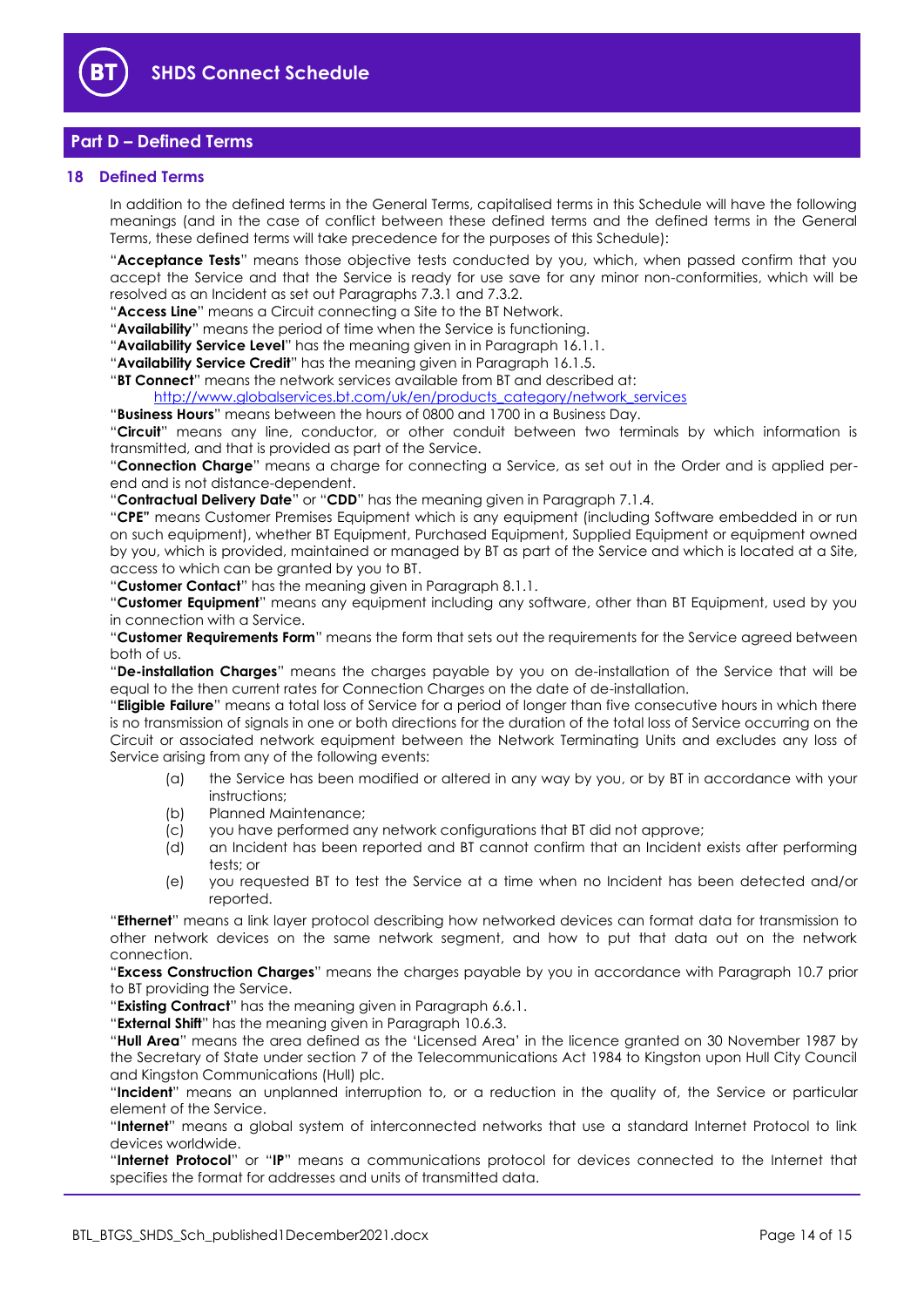## Part D – Defined Terms

### 18 Defined Terms

In addition to the defined terms in the General Terms, capitalised terms in this Schedule will have the following meanings (and in the case of conflict between these defined terms and the defined terms in the General Terms, these defined terms will take precedence for the purposes of this Schedule):

"**Acceptance Tests**" means those objective tests conducted by you, which, when passed confirm that you accept the Service and that the Service is ready for use save for any minor non-conformities, which will be resolved as an Incident as set out Paragraphs 7.3.1 and 7.3.2.

"**Access Line**" means a Circuit connecting a Site to the BT Network.

"**Availability**" means the period of time when the Service is functioning.

"**Availability Service Level**" has the meaning given in in Paragraph 16.1.1.

"**Availability Service Credit**" has the meaning given in Paragraph 16.1.5.

"**BT Connect**" means the network services available from BT and described at: http://www.globalservices.bt.com/uk/en/products_category/network_services

"**Business Hours**" means between the hours of 0800 and 1700 in a Business Day.

"**Circuit**" means any line, conductor, or other conduit between two terminals by which information is transmitted, and that is provided as part of the Service.

"**Connection Charge**" means a charge for connecting a Service, as set out in the Order and is applied per-end and is not distance-dependent.

"**Contractual Delivery Date**" or "**CDD**" has the meaning given in Paragraph 7.1.4.

"**CPE"** means Customer Premises Equipment which is any equipment (including Software embedded in or run on such equipment), whether BT Equipment, Purchased Equipment, Supplied Equipment or equipment owned by you, which is provided, maintained or managed by BT as part of the Service and which is located at a Site, access to which can be granted by you to BT.

"**Customer Contact**" has the meaning given in Paragraph 8.1.1.

"**Customer Equipment**" means any equipment including any software, other than BT Equipment, used by you in connection with a Service.

"**Customer Requirements Form**" means the form that sets out the requirements for the Service agreed between both of us.

"**De-installation Charges**" means the charges payable by you on de-installation of the Service that will be equal to the then current rates for Connection Charges on the date of de-installation.

"**Eligible Failure**" means a total loss of Service for a period of longer than five consecutive hours in which there is no transmission of signals in one or both directions for the duration of the total loss of Service occurring on the Circuit or associated network equipment between the Network Terminating Units and excludes any loss of Service arising from any of the following events:

(a) the Service has been modified or altered in any way by you, or by BT in accordance with your instructions;

(b) Planned Maintenance;

(c) you have performed any network configurations that BT did not approve;

(d) an Incident has been reported and BT cannot confirm that an Incident exists after performing tests; or

(e) you requested BT to test the Service at a time when no Incident has been detected and/or reported.

"**Ethernet**" means a link layer protocol describing how networked devices can format data for transmission to other network devices on the same network segment, and how to put that data out on the network connection.

"**Excess Construction Charges**" means the charges payable by you in accordance with Paragraph 10.7 prior to BT providing the Service.

"**Existing Contract**" has the meaning given in Paragraph 6.6.1.

"**External Shift**" has the meaning given in Paragraph 10.6.3.

"**Hull Area**" means the area defined as the 'Licensed Area' in the licence granted on 30 November 1987 by the Secretary of State under section 7 of the Telecommunications Act 1984 to Kingston upon Hull City Council and Kingston Communications (Hull) plc.

"**Incident**" means an unplanned interruption to, or a reduction in the quality of, the Service or particular element of the Service.

"**Internet**" means a global system of interconnected networks that use a standard Internet Protocol to link devices worldwide.

"**Internet Protocol**" or "**IP**" means a communications protocol for devices connected to the Internet that specifies the format for addresses and units of transmitted data.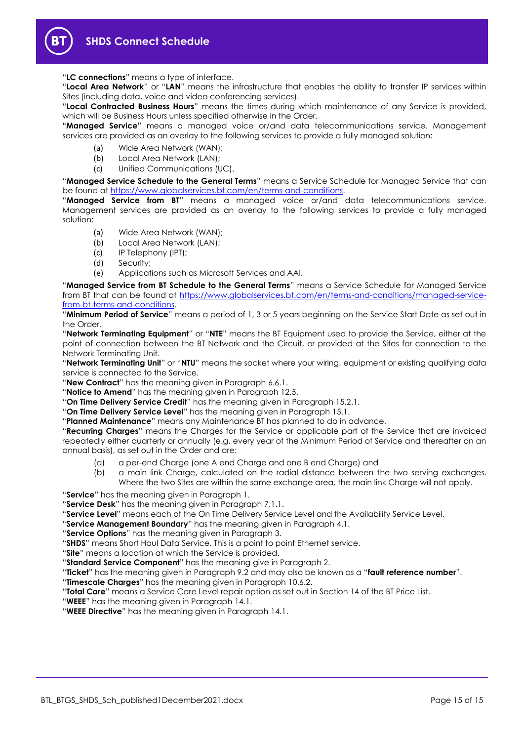"**LC connections**" means a type of interface.

"**Local Area Network**" or "**LAN**" means the infrastructure that enables the ability to transfer IP services within Sites (including data, voice and video conferencing services).

"**Local Contracted Business Hours**" means the times during which maintenance of any Service is provided, which will be Business Hours unless specified otherwise in the Order.

**"Managed Service"** means a managed voice or/and data telecommunications service. Management services are provided as an overlay to the following services to provide a fully managed solution:

(a) Wide Area Network (WAN);
(b) Local Area Network (LAN);
(c) Unified Communications (UC).

"**Managed Service Schedule to the General Terms**" means a Service Schedule for Managed Service that can be found at https://www.globalservices.bt.com/en/terms-and-conditions.

"**Managed Service from BT**" means a managed voice or/and data telecommunications service. Management services are provided as an overlay to the following services to provide a fully managed solution:

(a) Wide Area Network (WAN);
(b) Local Area Network (LAN);
(c) IP Telephony (IPT);
(d) Security;
(e) Applications such as Microsoft Services and AAI.

"**Managed Service from BT Schedule to the General Terms**" means a Service Schedule for Managed Service from BT that can be found at https://www.globalservices.bt.com/en/terms-and-conditions/managed-service-from-bt-terms-and-conditions.

"**Minimum Period of Service**" means a period of 1, 3 or 5 years beginning on the Service Start Date as set out in the Order.

"**Network Terminating Equipment**" or "**NTE**" means the BT Equipment used to provide the Service, either at the point of connection between the BT Network and the Circuit, or provided at the Sites for connection to the Network Terminating Unit.

"**Network Terminating Unit**" or "**NTU**" means the socket where your wiring, equipment or existing qualifying data service is connected to the Service.

"**New Contract**" has the meaning given in Paragraph 6.6.1.

"**Notice to Amend**" has the meaning given in Paragraph 12.5.

"**On Time Delivery Service Credit**" has the meaning given in Paragraph 15.2.1.

"**On Time Delivery Service Level**" has the meaning given in Paragraph 15.1.

"**Planned Maintenance**" means any Maintenance BT has planned to do in advance.

"**Recurring Charges**" means the Charges for the Service or applicable part of the Service that are invoiced repeatedly either quarterly or annually (e.g. every year of the Minimum Period of Service and thereafter on an annual basis), as set out in the Order and are:

(a) a per-end Charge (one A end Charge and one B end Charge) and
(b) a main link Charge, calculated on the radial distance between the two serving exchanges. Where the two Sites are within the same exchange area, the main link Charge will not apply.

"**Service**" has the meaning given in Paragraph 1.

"**Service Desk**" has the meaning given in Paragraph 7.1.1.

"**Service Level**" means each of the On Time Delivery Service Level and the Availability Service Level.

"**Service Management Boundary**" has the meaning given in Paragraph 4.1.

"**Service Options**" has the meaning given in Paragraph 3.

"**SHDS**" means Short Haul Data Service. This is a point to point Ethernet service.

"**Site**" means a location at which the Service is provided.

"**Standard Service Component**" has the meaning give in Paragraph 2.

"**Ticket**" has the meaning given in Paragraph 9.2 and may also be known as a "**fault reference number**".

"**Timescale Charges**" has the meaning given in Paragraph 10.6.2.

"**Total Care**" means a Service Care Level repair option as set out in Section 14 of the BT Price List.

"**WEEE**" has the meaning given in Paragraph 14.1.

"**WEEE Directive**" has the meaning given in Paragraph 14.1.